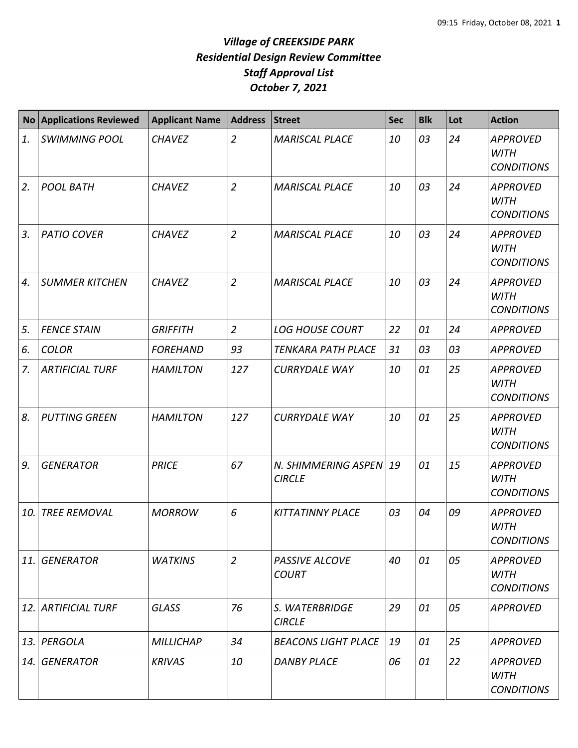# *Village of CREEKSIDE PARK*
## *Residential Design Review Committee*
## *Staff Approval List*
## *October 7, 2021*

| No | Applications Reviewed | Applicant Name | Address | Street | Sec | Blk | Lot | Action |
|---|---|---|---|---|---|---|---|---|
| *1.* | *SWIMMING POOL* | *CHAVEZ* | *2* | *MARISCAL PLACE* | *10* | *03* | *24* | *APPROVED WITH CONDITIONS* |
| *2.* | *POOL BATH* | *CHAVEZ* | *2* | *MARISCAL PLACE* | *10* | *03* | *24* | *APPROVED WITH CONDITIONS* |
| *3.* | *PATIO COVER* | *CHAVEZ* | *2* | *MARISCAL PLACE* | *10* | *03* | *24* | *APPROVED WITH CONDITIONS* |
| *4.* | *SUMMER KITCHEN* | *CHAVEZ* | *2* | *MARISCAL PLACE* | *10* | *03* | *24* | *APPROVED WITH CONDITIONS* |
| *5.* | *FENCE STAIN* | *GRIFFITH* | *2* | *LOG HOUSE COURT* | *22* | *01* | *24* | *APPROVED* |
| *6.* | *COLOR* | *FOREHAND* | *93* | *TENKARA PATH PLACE* | *31* | *03* | *03* | *APPROVED* |
| *7.* | *ARTIFICIAL TURF* | *HAMILTON* | *127* | *CURRYDALE WAY* | *10* | *01* | *25* | *APPROVED WITH CONDITIONS* |
| *8.* | *PUTTING GREEN* | *HAMILTON* | *127* | *CURRYDALE WAY* | *10* | *01* | *25* | *APPROVED WITH CONDITIONS* |
| *9.* | *GENERATOR* | *PRICE* | *67* | *N. SHIMMERING ASPEN CIRCLE* | *19* | *01* | *15* | *APPROVED WITH CONDITIONS* |
| *10.* | *TREE REMOVAL* | *MORROW* | *6* | *KITTATINNY PLACE* | *03* | *04* | *09* | *APPROVED WITH CONDITIONS* |
| *11.* | *GENERATOR* | *WATKINS* | *2* | *PASSIVE ALCOVE COURT* | *40* | *01* | *05* | *APPROVED WITH CONDITIONS* |
| *12.* | *ARTIFICIAL TURF* | *GLASS* | *76* | *S. WATERBRIDGE CIRCLE* | *29* | *01* | *05* | *APPROVED* |
| *13.* | *PERGOLA* | *MILLICHAP* | *34* | *BEACONS LIGHT PLACE* | *19* | *01* | *25* | *APPROVED* |
| *14.* | *GENERATOR* | *KRIVAS* | *10* | *DANBY PLACE* | *06* | *01* | *22* | *APPROVED WITH CONDITIONS* |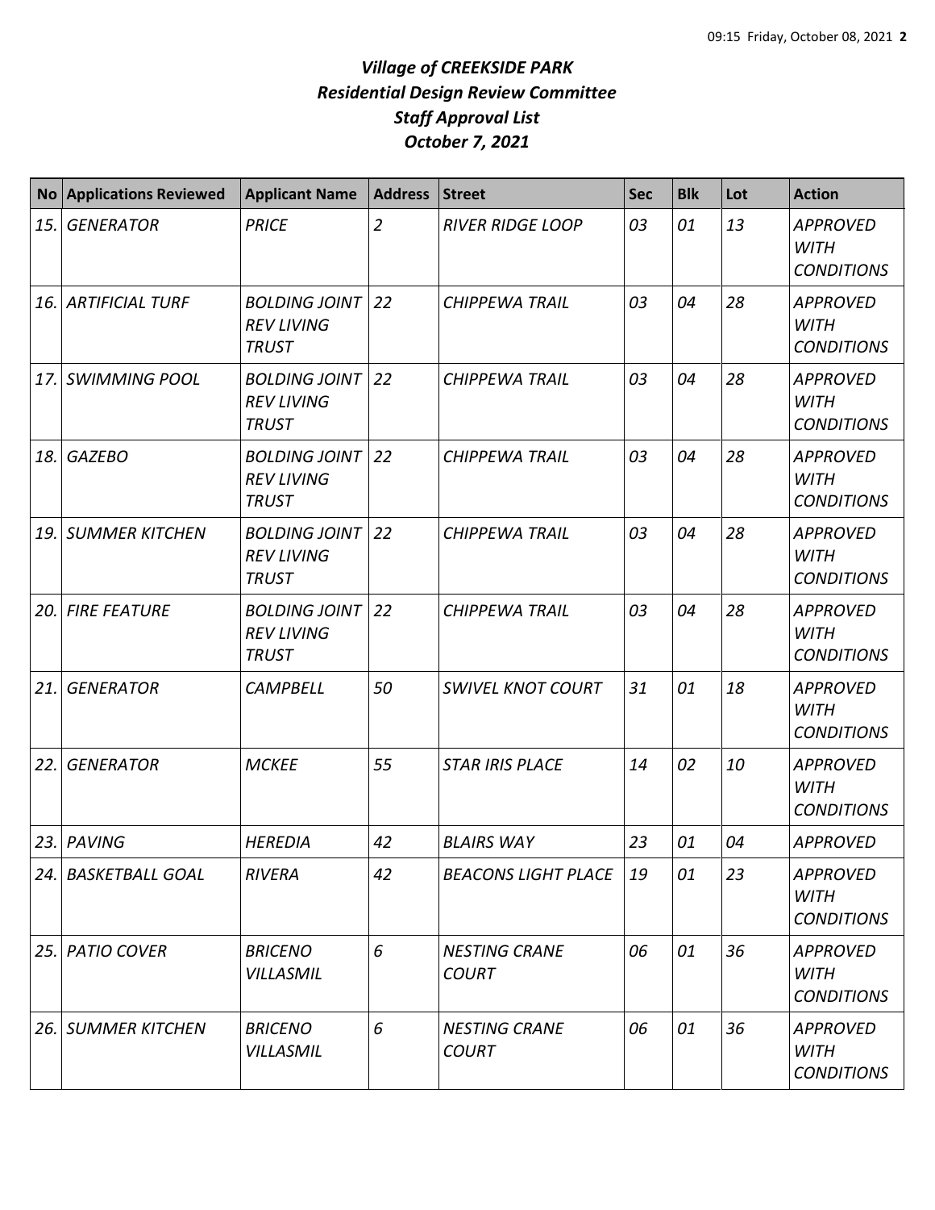# *Village of CREEKSIDE PARK*
## *Residential Design Review Committee*
## *Staff Approval List*
## *October 7, 2021*

| No | Applications Reviewed | Applicant Name | Address | Street | Sec | Blk | Lot | Action |
|---|---|---|---|---|---|---|---|---|
| *15.* | *GENERATOR* | *PRICE* | *2* | *RIVER RIDGE LOOP* | *03* | *01* | *13* | *APPROVED WITH CONDITIONS* |
| *16.* | *ARTIFICIAL TURF* | *BOLDING JOINT REV LIVING TRUST* | *22* | *CHIPPEWA TRAIL* | *03* | *04* | *28* | *APPROVED WITH CONDITIONS* |
| *17.* | *SWIMMING POOL* | *BOLDING JOINT REV LIVING TRUST* | *22* | *CHIPPEWA TRAIL* | *03* | *04* | *28* | *APPROVED WITH CONDITIONS* |
| *18.* | *GAZEBO* | *BOLDING JOINT REV LIVING TRUST* | *22* | *CHIPPEWA TRAIL* | *03* | *04* | *28* | *APPROVED WITH CONDITIONS* |
| *19.* | *SUMMER KITCHEN* | *BOLDING JOINT REV LIVING TRUST* | *22* | *CHIPPEWA TRAIL* | *03* | *04* | *28* | *APPROVED WITH CONDITIONS* |
| *20.* | *FIRE FEATURE* | *BOLDING JOINT REV LIVING TRUST* | *22* | *CHIPPEWA TRAIL* | *03* | *04* | *28* | *APPROVED WITH CONDITIONS* |
| *21.* | *GENERATOR* | *CAMPBELL* | *50* | *SWIVEL KNOT COURT* | *31* | *01* | *18* | *APPROVED WITH CONDITIONS* |
| *22.* | *GENERATOR* | *MCKEE* | *55* | *STAR IRIS PLACE* | *14* | *02* | *10* | *APPROVED WITH CONDITIONS* |
| *23.* | *PAVING* | *HEREDIA* | *42* | *BLAIRS WAY* | *23* | *01* | *04* | *APPROVED* |
| *24.* | *BASKETBALL GOAL* | *RIVERA* | *42* | *BEACONS LIGHT PLACE* | *19* | *01* | *23* | *APPROVED WITH CONDITIONS* |
| *25.* | *PATIO COVER* | *BRICENO VILLASMIL* | *6* | *NESTING CRANE COURT* | *06* | *01* | *36* | *APPROVED WITH CONDITIONS* |
| *26.* | *SUMMER KITCHEN* | *BRICENO VILLASMIL* | *6* | *NESTING CRANE COURT* | *06* | *01* | *36* | *APPROVED WITH CONDITIONS* |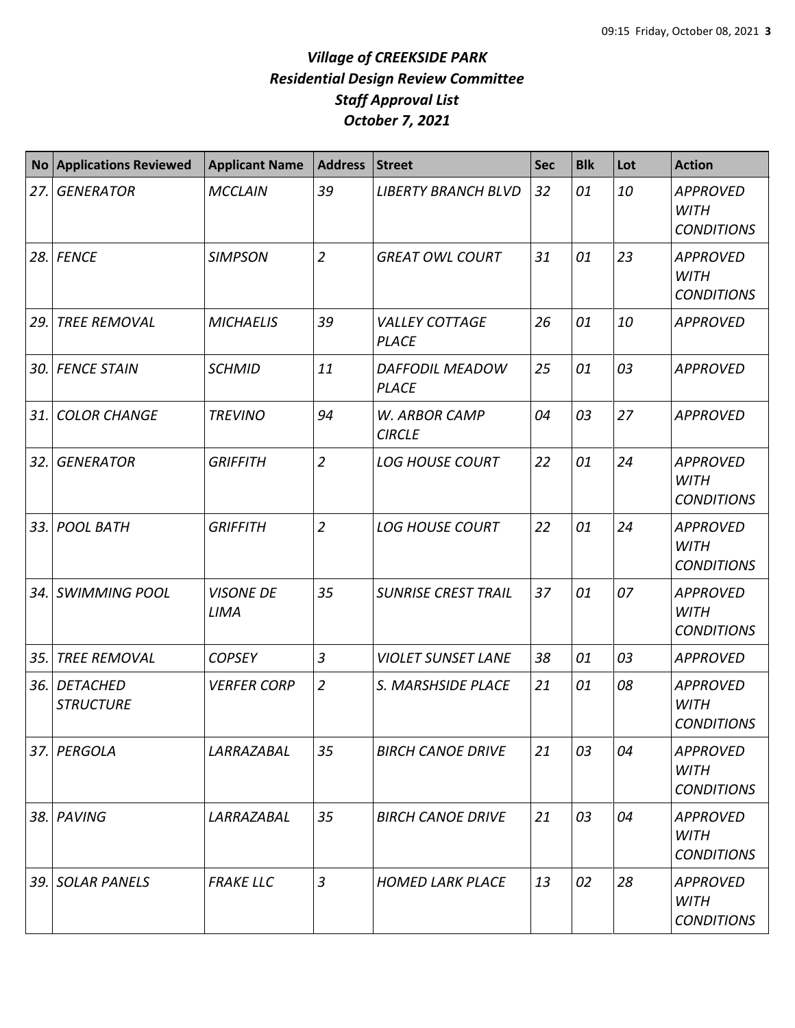# *Village of CREEKSIDE PARK*
## *Residential Design Review Committee*
## *Staff Approval List*
## *October 7, 2021*

| No | Applications Reviewed | Applicant Name | Address | Street | Sec | Blk | Lot | Action |
|---|---|---|---|---|---|---|---|---|
| *27.* | *GENERATOR* | *MCCLAIN* | *39* | *LIBERTY BRANCH BLVD* | *32* | *01* | *10* | *APPROVED WITH CONDITIONS* |
| *28.* | *FENCE* | *SIMPSON* | *2* | *GREAT OWL COURT* | *31* | *01* | *23* | *APPROVED WITH CONDITIONS* |
| *29.* | *TREE REMOVAL* | *MICHAELIS* | *39* | *VALLEY COTTAGE PLACE* | *26* | *01* | *10* | *APPROVED* |
| *30.* | *FENCE STAIN* | *SCHMID* | *11* | *DAFFODIL MEADOW PLACE* | *25* | *01* | *03* | *APPROVED* |
| *31.* | *COLOR CHANGE* | *TREVINO* | *94* | *W. ARBOR CAMP CIRCLE* | *04* | *03* | *27* | *APPROVED* |
| *32.* | *GENERATOR* | *GRIFFITH* | *2* | *LOG HOUSE COURT* | *22* | *01* | *24* | *APPROVED WITH CONDITIONS* |
| *33.* | *POOL BATH* | *GRIFFITH* | *2* | *LOG HOUSE COURT* | *22* | *01* | *24* | *APPROVED WITH CONDITIONS* |
| *34.* | *SWIMMING POOL* | *VISONE DE LIMA* | *35* | *SUNRISE CREST TRAIL* | *37* | *01* | *07* | *APPROVED WITH CONDITIONS* |
| *35.* | *TREE REMOVAL* | *COPSEY* | *3* | *VIOLET SUNSET LANE* | *38* | *01* | *03* | *APPROVED* |
| *36.* | *DETACHED STRUCTURE* | *VERFER CORP* | *2* | *S. MARSHSIDE PLACE* | *21* | *01* | *08* | *APPROVED WITH CONDITIONS* |
| *37.* | *PERGOLA* | *LARRAZABAL* | *35* | *BIRCH CANOE DRIVE* | *21* | *03* | *04* | *APPROVED WITH CONDITIONS* |
| *38.* | *PAVING* | *LARRAZABAL* | *35* | *BIRCH CANOE DRIVE* | *21* | *03* | *04* | *APPROVED WITH CONDITIONS* |
| *39.* | *SOLAR PANELS* | *FRAKE LLC* | *3* | *HOMED LARK PLACE* | *13* | *02* | *28* | *APPROVED WITH CONDITIONS* |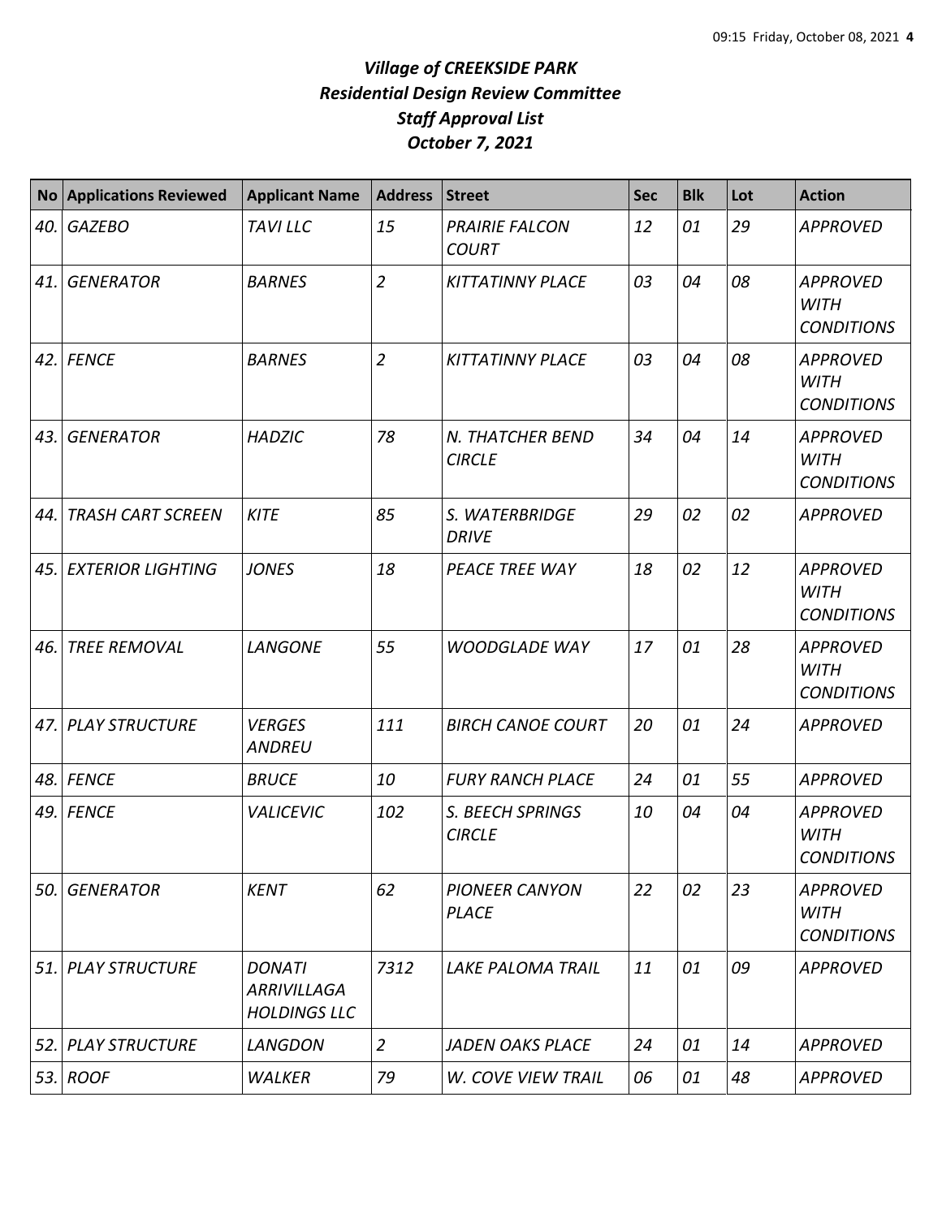# *Village of CREEKSIDE PARK*
## *Residential Design Review Committee*
## *Staff Approval List*
## *October 7, 2021*

| No | Applications Reviewed | Applicant Name | Address | Street | Sec | Blk | Lot | Action |
|---|---|---|---|---|---|---|---|---|
| *40.* | *GAZEBO* | *TAVI LLC* | *15* | *PRAIRIE FALCON COURT* | *12* | *01* | *29* | *APPROVED* |
| *41.* | *GENERATOR* | *BARNES* | *2* | *KITTATINNY PLACE* | *03* | *04* | *08* | *APPROVED WITH CONDITIONS* |
| *42.* | *FENCE* | *BARNES* | *2* | *KITTATINNY PLACE* | *03* | *04* | *08* | *APPROVED WITH CONDITIONS* |
| *43.* | *GENERATOR* | *HADZIC* | *78* | *N. THATCHER BEND CIRCLE* | *34* | *04* | *14* | *APPROVED WITH CONDITIONS* |
| *44.* | *TRASH CART SCREEN* | *KITE* | *85* | *S. WATERBRIDGE DRIVE* | *29* | *02* | *02* | *APPROVED* |
| *45.* | *EXTERIOR LIGHTING* | *JONES* | *18* | *PEACE TREE WAY* | *18* | *02* | *12* | *APPROVED WITH CONDITIONS* |
| *46.* | *TREE REMOVAL* | *LANGONE* | *55* | *WOODGLADE WAY* | *17* | *01* | *28* | *APPROVED WITH CONDITIONS* |
| *47.* | *PLAY STRUCTURE* | *VERGES ANDREU* | *111* | *BIRCH CANOE COURT* | *20* | *01* | *24* | *APPROVED* |
| *48.* | *FENCE* | *BRUCE* | *10* | *FURY RANCH PLACE* | *24* | *01* | *55* | *APPROVED* |
| *49.* | *FENCE* | *VALICEVIC* | *102* | *S. BEECH SPRINGS CIRCLE* | *10* | *04* | *04* | *APPROVED WITH CONDITIONS* |
| *50.* | *GENERATOR* | *KENT* | *62* | *PIONEER CANYON PLACE* | *22* | *02* | *23* | *APPROVED WITH CONDITIONS* |
| *51.* | *PLAY STRUCTURE* | *DONATI ARRIVILLAGA HOLDINGS LLC* | *7312* | *LAKE PALOMA TRAIL* | *11* | *01* | *09* | *APPROVED* |
| *52.* | *PLAY STRUCTURE* | *LANGDON* | *2* | *JADEN OAKS PLACE* | *24* | *01* | *14* | *APPROVED* |
| *53.* | *ROOF* | *WALKER* | *79* | *W. COVE VIEW TRAIL* | *06* | *01* | *48* | *APPROVED* |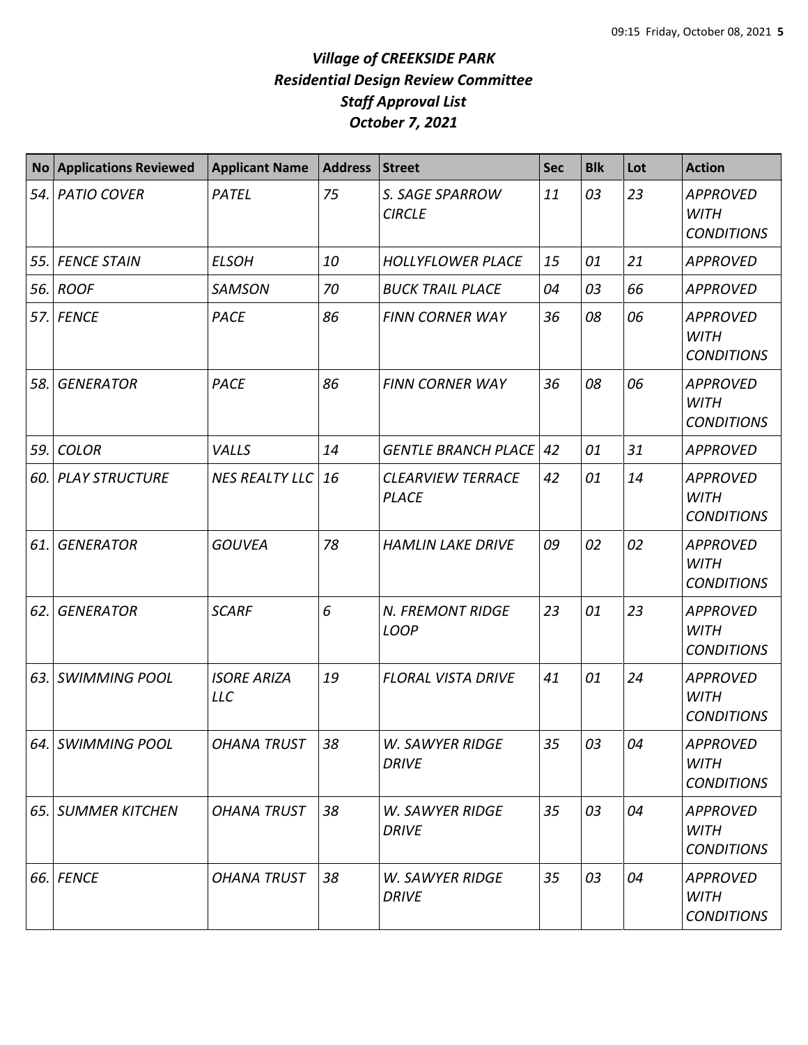# *Village of CREEKSIDE PARK*
## *Residential Design Review Committee*
## *Staff Approval List*
## *October 7, 2021*

| No | Applications Reviewed | Applicant Name | Address | Street | Sec | Blk | Lot | Action |
|---|---|---|---|---|---|---|---|---|
| *54.* | *PATIO COVER* | *PATEL* | *75* | *S. SAGE SPARROW CIRCLE* | *11* | *03* | *23* | *APPROVED WITH CONDITIONS* |
| *55.* | *FENCE STAIN* | *ELSOH* | *10* | *HOLLYFLOWER PLACE* | *15* | *01* | *21* | *APPROVED* |
| *56.* | *ROOF* | *SAMSON* | *70* | *BUCK TRAIL PLACE* | *04* | *03* | *66* | *APPROVED* |
| *57.* | *FENCE* | *PACE* | *86* | *FINN CORNER WAY* | *36* | *08* | *06* | *APPROVED WITH CONDITIONS* |
| *58.* | *GENERATOR* | *PACE* | *86* | *FINN CORNER WAY* | *36* | *08* | *06* | *APPROVED WITH CONDITIONS* |
| *59.* | *COLOR* | *VALLS* | *14* | *GENTLE BRANCH PLACE* | *42* | *01* | *31* | *APPROVED* |
| *60.* | *PLAY STRUCTURE* | *NES REALTY LLC* | *16* | *CLEARVIEW TERRACE PLACE* | *42* | *01* | *14* | *APPROVED WITH CONDITIONS* |
| *61.* | *GENERATOR* | *GOUVEA* | *78* | *HAMLIN LAKE DRIVE* | *09* | *02* | *02* | *APPROVED WITH CONDITIONS* |
| *62.* | *GENERATOR* | *SCARF* | *6* | *N. FREMONT RIDGE LOOP* | *23* | *01* | *23* | *APPROVED WITH CONDITIONS* |
| *63.* | *SWIMMING POOL* | *ISORE ARIZA LLC* | *19* | *FLORAL VISTA DRIVE* | *41* | *01* | *24* | *APPROVED WITH CONDITIONS* |
| *64.* | *SWIMMING POOL* | *OHANA TRUST* | *38* | *W. SAWYER RIDGE DRIVE* | *35* | *03* | *04* | *APPROVED WITH CONDITIONS* |
| *65.* | *SUMMER KITCHEN* | *OHANA TRUST* | *38* | *W. SAWYER RIDGE DRIVE* | *35* | *03* | *04* | *APPROVED WITH CONDITIONS* |
| *66.* | *FENCE* | *OHANA TRUST* | *38* | *W. SAWYER RIDGE DRIVE* | *35* | *03* | *04* | *APPROVED WITH CONDITIONS* |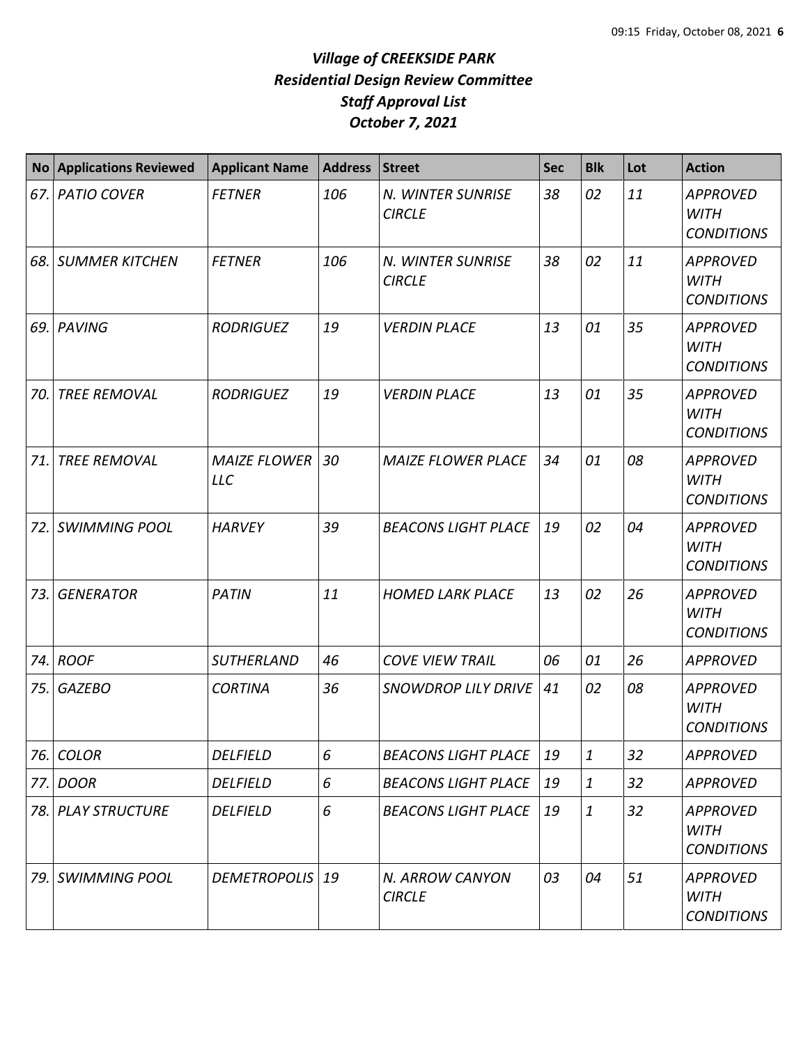# *Village of CREEKSIDE PARK*
## *Residential Design Review Committee*
## *Staff Approval List*
## *October 7, 2021*

| No | Applications Reviewed | Applicant Name | Address | Street | Sec | Blk | Lot | Action |
|---|---|---|---|---|---|---|---|---|
| *67.* | *PATIO COVER* | *FETNER* | *106* | *N. WINTER SUNRISE CIRCLE* | *38* | *02* | *11* | *APPROVED WITH CONDITIONS* |
| *68.* | *SUMMER KITCHEN* | *FETNER* | *106* | *N. WINTER SUNRISE CIRCLE* | *38* | *02* | *11* | *APPROVED WITH CONDITIONS* |
| *69.* | *PAVING* | *RODRIGUEZ* | *19* | *VERDIN PLACE* | *13* | *01* | *35* | *APPROVED WITH CONDITIONS* |
| *70.* | *TREE REMOVAL* | *RODRIGUEZ* | *19* | *VERDIN PLACE* | *13* | *01* | *35* | *APPROVED WITH CONDITIONS* |
| *71.* | *TREE REMOVAL* | *MAIZE FLOWER LLC* | *30* | *MAIZE FLOWER PLACE* | *34* | *01* | *08* | *APPROVED WITH CONDITIONS* |
| *72.* | *SWIMMING POOL* | *HARVEY* | *39* | *BEACONS LIGHT PLACE* | *19* | *02* | *04* | *APPROVED WITH CONDITIONS* |
| *73.* | *GENERATOR* | *PATIN* | *11* | *HOMED LARK PLACE* | *13* | *02* | *26* | *APPROVED WITH CONDITIONS* |
| *74.* | *ROOF* | *SUTHERLAND* | *46* | *COVE VIEW TRAIL* | *06* | *01* | *26* | *APPROVED* |
| *75.* | *GAZEBO* | *CORTINA* | *36* | *SNOWDROP LILY DRIVE* | *41* | *02* | *08* | *APPROVED WITH CONDITIONS* |
| *76.* | *COLOR* | *DELFIELD* | *6* | *BEACONS LIGHT PLACE* | *19* | *1* | *32* | *APPROVED* |
| *77.* | *DOOR* | *DELFIELD* | *6* | *BEACONS LIGHT PLACE* | *19* | *1* | *32* | *APPROVED* |
| *78.* | *PLAY STRUCTURE* | *DELFIELD* | *6* | *BEACONS LIGHT PLACE* | *19* | *1* | *32* | *APPROVED WITH CONDITIONS* |
| *79.* | *SWIMMING POOL* | *DEMETROPOLIS* | *19* | *N. ARROW CANYON CIRCLE* | *03* | *04* | *51* | *APPROVED WITH CONDITIONS* |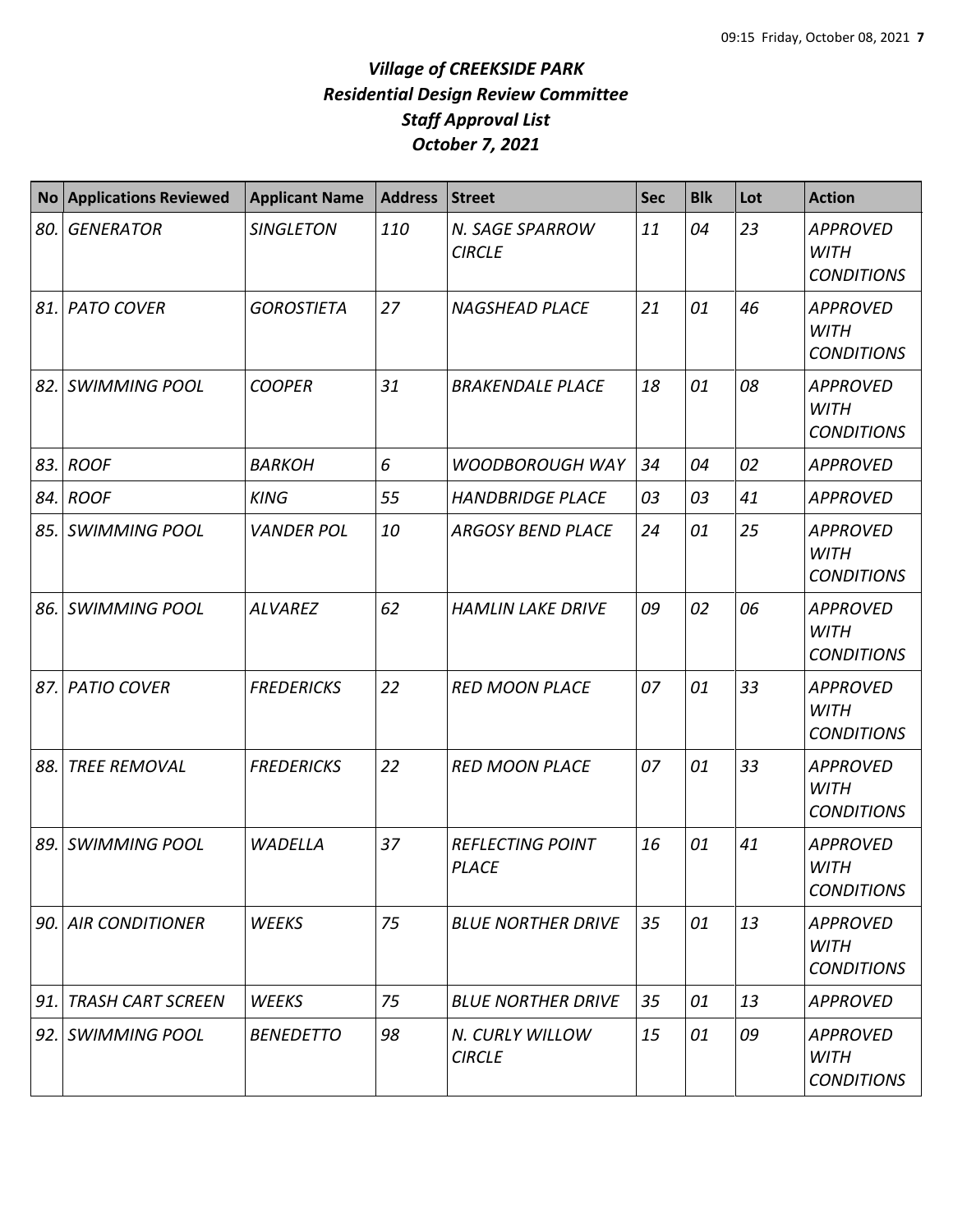# *Village of CREEKSIDE PARK*
# *Residential Design Review Committee*
# *Staff Approval List*
# *October 7, 2021*

| No | Applications Reviewed | Applicant Name | Address | Street | Sec | Blk | Lot | Action |
|---|---|---|---|---|---|---|---|---|
| *80.* | *GENERATOR* | *SINGLETON* | *110* | *N. SAGE SPARROW CIRCLE* | *11* | *04* | *23* | *APPROVED WITH CONDITIONS* |
| *81.* | *PATO COVER* | *GOROSTIETA* | *27* | *NAGSHEAD PLACE* | *21* | *01* | *46* | *APPROVED WITH CONDITIONS* |
| *82.* | *SWIMMING POOL* | *COOPER* | *31* | *BRAKENDALE PLACE* | *18* | *01* | *08* | *APPROVED WITH CONDITIONS* |
| *83.* | *ROOF* | *BARKOH* | *6* | *WOODBOROUGH WAY* | *34* | *04* | *02* | *APPROVED* |
| *84.* | *ROOF* | *KING* | *55* | *HANDBRIDGE PLACE* | *03* | *03* | *41* | *APPROVED* |
| *85.* | *SWIMMING POOL* | *VANDER POL* | *10* | *ARGOSY BEND PLACE* | *24* | *01* | *25* | *APPROVED WITH CONDITIONS* |
| *86.* | *SWIMMING POOL* | *ALVAREZ* | *62* | *HAMLIN LAKE DRIVE* | *09* | *02* | *06* | *APPROVED WITH CONDITIONS* |
| *87.* | *PATIO COVER* | *FREDERICKS* | *22* | *RED MOON PLACE* | *07* | *01* | *33* | *APPROVED WITH CONDITIONS* |
| *88.* | *TREE REMOVAL* | *FREDERICKS* | *22* | *RED MOON PLACE* | *07* | *01* | *33* | *APPROVED WITH CONDITIONS* |
| *89.* | *SWIMMING POOL* | *WADELLA* | *37* | *REFLECTING POINT PLACE* | *16* | *01* | *41* | *APPROVED WITH CONDITIONS* |
| *90.* | *AIR CONDITIONER* | *WEEKS* | *75* | *BLUE NORTHER DRIVE* | *35* | *01* | *13* | *APPROVED WITH CONDITIONS* |
| *91.* | *TRASH CART SCREEN* | *WEEKS* | *75* | *BLUE NORTHER DRIVE* | *35* | *01* | *13* | *APPROVED* |
| *92.* | *SWIMMING POOL* | *BENEDETTO* | *98* | *N. CURLY WILLOW CIRCLE* | *15* | *01* | *09* | *APPROVED WITH CONDITIONS* |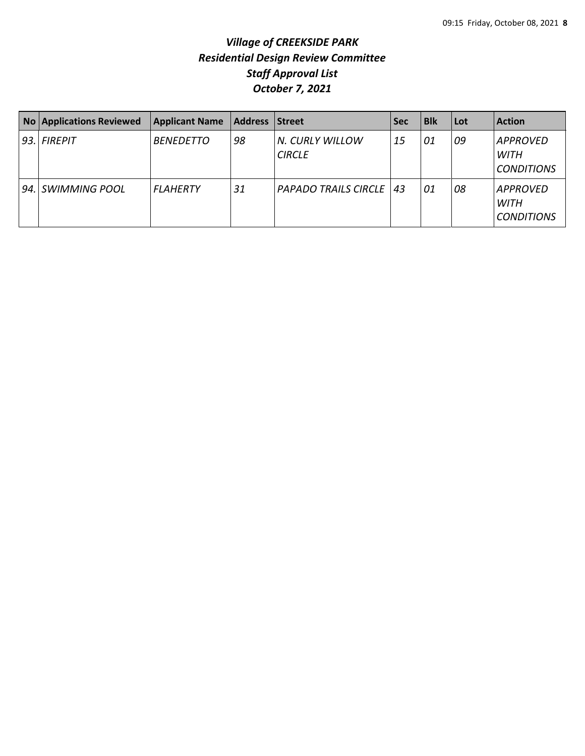# *Village of CREEKSIDE PARK*
## *Residential Design Review Committee*
## *Staff Approval List*
## *October 7, 2021*

| No | Applications Reviewed | Applicant Name | Address | Street | Sec | Blk | Lot | Action |
|---|---|---|---|---|---|---|---|---|
| *93.* | *FIREPIT* | *BENEDETTO* | *98* | *N. CURLY WILLOW CIRCLE* | *15* | *01* | *09* | *APPROVED WITH CONDITIONS* |
| *94.* | *SWIMMING POOL* | *FLAHERTY* | *31* | *PAPADO TRAILS CIRCLE* | *43* | *01* | *08* | *APPROVED WITH CONDITIONS* |